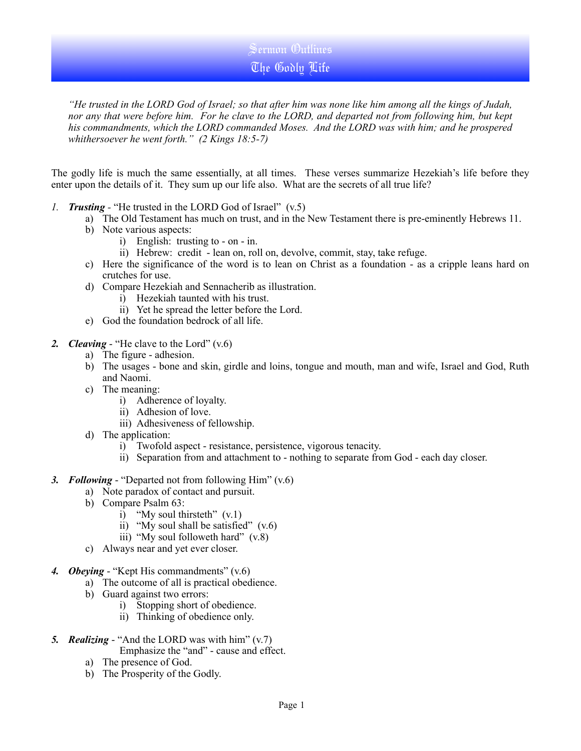# Sermon Outlines
## The Godly Life

*"He trusted in the LORD God of Israel; so that after him was none like him among all the kings of Judah, nor any that were before him. For he clave to the LORD, and departed not from following him, but kept his commandments, which the LORD commanded Moses. And the LORD was with him; and he prospered whithersoever he went forth." (2 Kings 18:5-7)*

The godly life is much the same essentially, at all times. These verses summarize Hezekiah's life before they enter upon the details of it. They sum up our life also. What are the secrets of all true life?

1. ***Trusting*** - "He trusted in the LORD God of Israel" (v.5)
    a) The Old Testament has much on trust, and in the New Testament there is pre-eminently Hebrews 11.
    b) Note various aspects:
        i) English: trusting to - on - in.
        ii) Hebrew: credit - lean on, roll on, devolve, commit, stay, take refuge.
    c) Here the significance of the word is to lean on Christ as a foundation - as a cripple leans hard on crutches for use.
    d) Compare Hezekiah and Sennacherib as illustration.
        i) Hezekiah taunted with his trust.
        ii) Yet he spread the letter before the Lord.
    e) God the foundation bedrock of all life.

2. ***Cleaving*** - "He clave to the Lord" (v.6)
    a) The figure - adhesion.
    b) The usages - bone and skin, girdle and loins, tongue and mouth, man and wife, Israel and God, Ruth and Naomi.
    c) The meaning:
        i) Adherence of loyalty.
        ii) Adhesion of love.
        iii) Adhesiveness of fellowship.
    d) The application:
        i) Twofold aspect - resistance, persistence, vigorous tenacity.
        ii) Separation from and attachment to - nothing to separate from God - each day closer.

3. ***Following*** - "Departed not from following Him" (v.6)
    a) Note paradox of contact and pursuit.
    b) Compare Psalm 63:
        i) "My soul thirsteth" (v.1)
        ii) "My soul shall be satisfied" (v.6)
        iii) "My soul followeth hard" (v.8)
    c) Always near and yet ever closer.

4. ***Obeying*** - "Kept His commandments" (v.6)
    a) The outcome of all is practical obedience.
    b) Guard against two errors:
        i) Stopping short of obedience.
        ii) Thinking of obedience only.

5. ***Realizing*** - "And the LORD was with him" (v.7)
    Emphasize the "and" - cause and effect.
    a) The presence of God.
    b) The Prosperity of the Godly.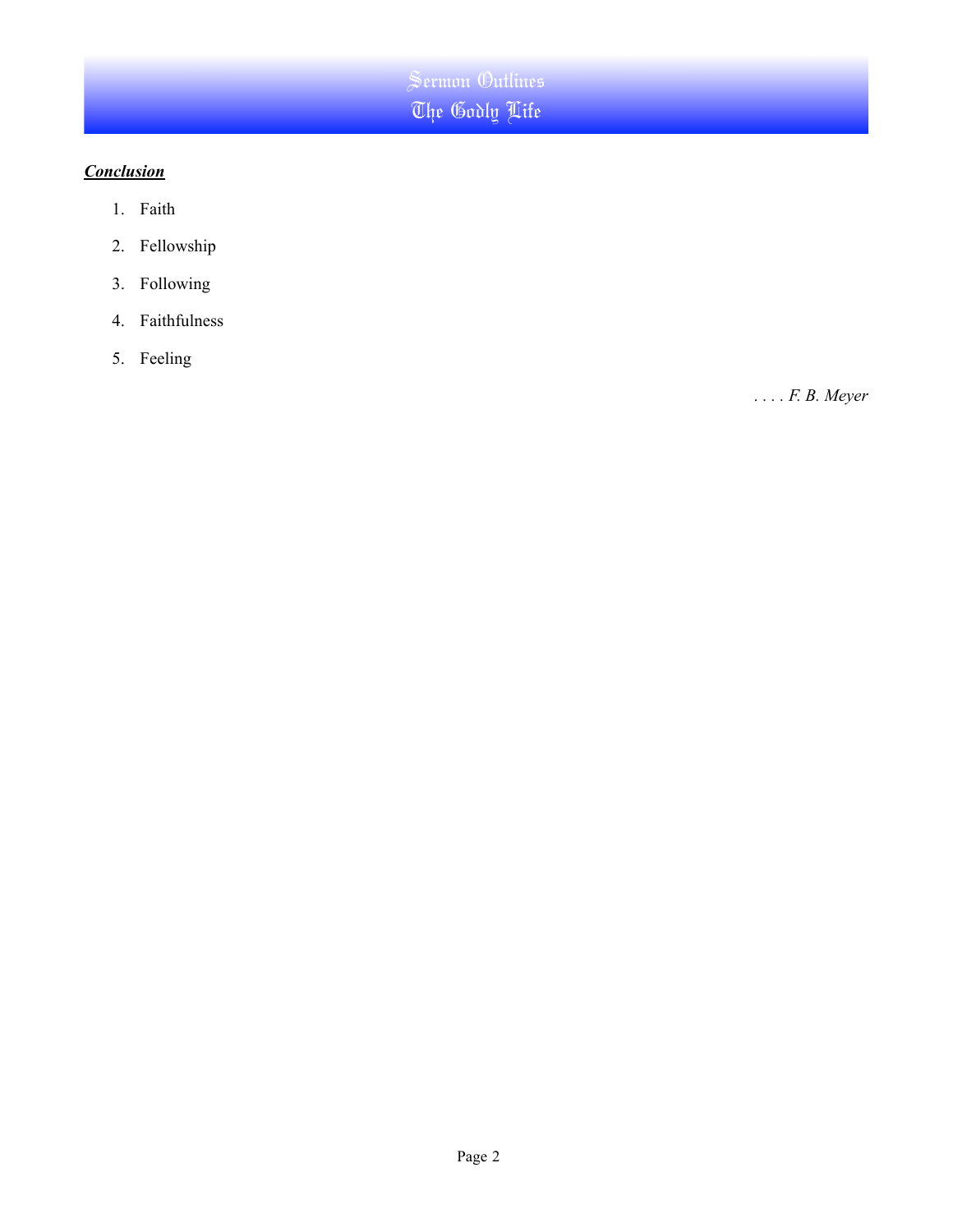***Conclusion***

1. Faith
2. Fellowship
3. Following
4. Faithfulness
5. Feeling

*. . . . F. B. Meyer*